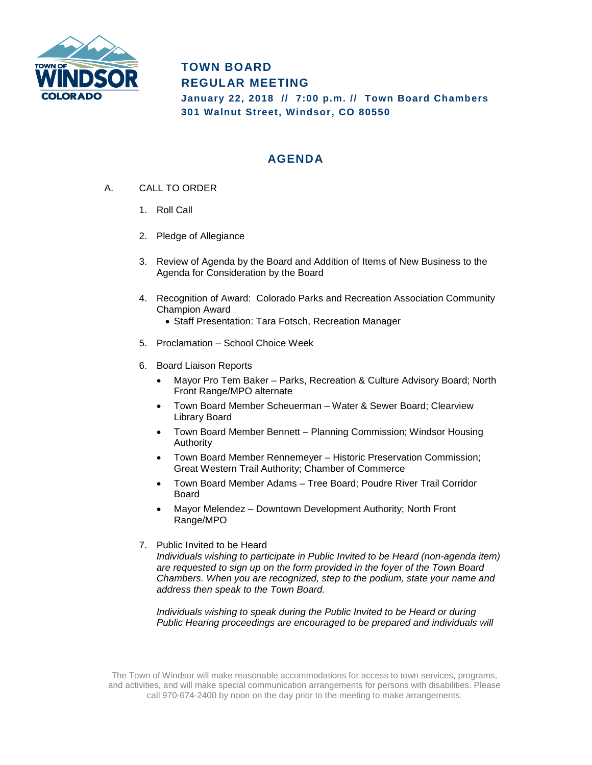# TOWN BOARD
# REGULAR MEETING

**January 22, 2018 // 7:00 p.m. // Town Board Chambers**
**301 Walnut Street, Windsor, CO 80550**

## AGENDA

A. CALL TO ORDER

1. Roll Call

2. Pledge of Allegiance

3. Review of Agenda by the Board and Addition of Items of New Business to the Agenda for Consideration by the Board

4. Recognition of Award: Colorado Parks and Recreation Association Community Champion Award
   - Staff Presentation: Tara Fotsch, Recreation Manager

5. Proclamation – School Choice Week

6. Board Liaison Reports
   - Mayor Pro Tem Baker – Parks, Recreation & Culture Advisory Board; North Front Range/MPO alternate
   - Town Board Member Scheuerman – Water & Sewer Board; Clearview Library Board
   - Town Board Member Bennett – Planning Commission; Windsor Housing Authority
   - Town Board Member Rennemeyer – Historic Preservation Commission; Great Western Trail Authority; Chamber of Commerce
   - Town Board Member Adams – Tree Board; Poudre River Trail Corridor Board
   - Mayor Melendez – Downtown Development Authority; North Front Range/MPO

7. Public Invited to be Heard
   *Individuals wishing to participate in Public Invited to be Heard (non-agenda item) are requested to sign up on the form provided in the foyer of the Town Board Chambers. When you are recognized, step to the podium, state your name and address then speak to the Town Board.*

   *Individuals wishing to speak during the Public Invited to be Heard or during Public Hearing proceedings are encouraged to be prepared and individuals will*

The Town of Windsor will make reasonable accommodations for access to town services, programs, and activities, and will make special communication arrangements for persons with disabilities. Please call 970-674-2400 by noon on the day prior to the meeting to make arrangements.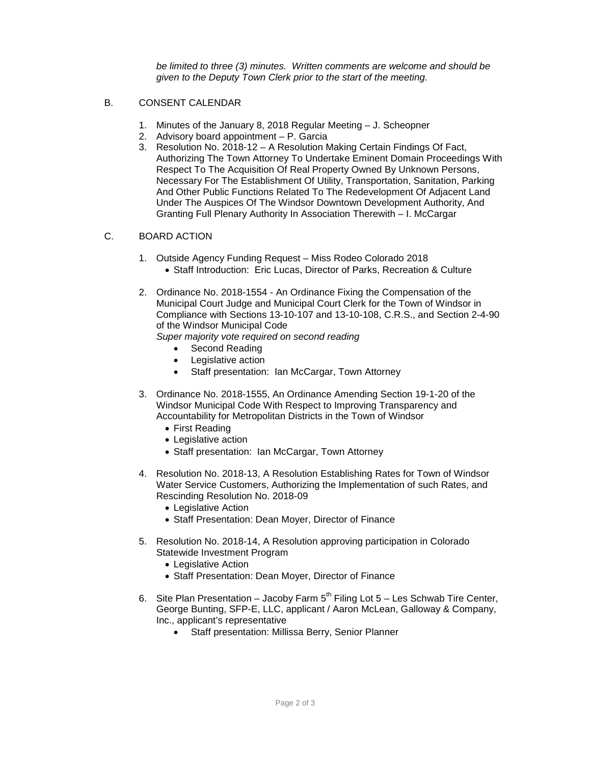*be limited to three (3) minutes. Written comments are welcome and should be given to the Deputy Town Clerk prior to the start of the meeting.*

B. CONSENT CALENDAR

1. Minutes of the January 8, 2018 Regular Meeting – J. Scheopner
2. Advisory board appointment – P. Garcia
3. Resolution No. 2018-12 – A Resolution Making Certain Findings Of Fact, Authorizing The Town Attorney To Undertake Eminent Domain Proceedings With Respect To The Acquisition Of Real Property Owned By Unknown Persons, Necessary For The Establishment Of Utility, Transportation, Sanitation, Parking And Other Public Functions Related To The Redevelopment Of Adjacent Land Under The Auspices Of The Windsor Downtown Development Authority, And Granting Full Plenary Authority In Association Therewith – I. McCargar

C. BOARD ACTION

1. Outside Agency Funding Request – Miss Rodeo Colorado 2018
   - Staff Introduction: Eric Lucas, Director of Parks, Recreation & Culture

2. Ordinance No. 2018-1554 - An Ordinance Fixing the Compensation of the Municipal Court Judge and Municipal Court Clerk for the Town of Windsor in Compliance with Sections 13-10-107 and 13-10-108, C.R.S., and Section 2-4-90 of the Windsor Municipal Code
   *Super majority vote required on second reading*
   - Second Reading
   - Legislative action
   - Staff presentation: Ian McCargar, Town Attorney

3. Ordinance No. 2018-1555, An Ordinance Amending Section 19-1-20 of the Windsor Municipal Code With Respect to Improving Transparency and Accountability for Metropolitan Districts in the Town of Windsor
   - First Reading
   - Legislative action
   - Staff presentation: Ian McCargar, Town Attorney

4. Resolution No. 2018-13, A Resolution Establishing Rates for Town of Windsor Water Service Customers, Authorizing the Implementation of such Rates, and Rescinding Resolution No. 2018-09
   - Legislative Action
   - Staff Presentation: Dean Moyer, Director of Finance

5. Resolution No. 2018-14, A Resolution approving participation in Colorado Statewide Investment Program
   - Legislative Action
   - Staff Presentation: Dean Moyer, Director of Finance

6. Site Plan Presentation – Jacoby Farm 5th Filing Lot 5 – Les Schwab Tire Center, George Bunting, SFP-E, LLC, applicant / Aaron McLean, Galloway & Company, Inc., applicant's representative
   - Staff presentation: Millissa Berry, Senior Planner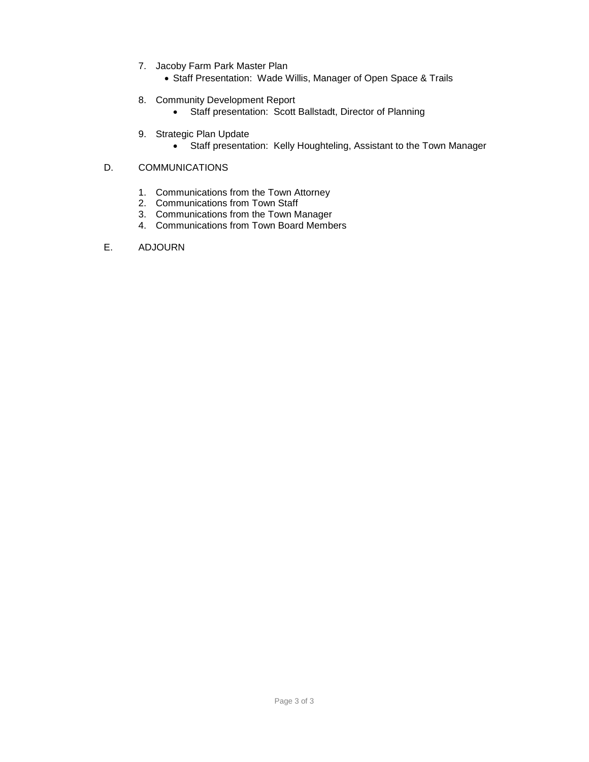7. Jacoby Farm Park Master Plan
   - Staff Presentation: Wade Willis, Manager of Open Space & Trails

8. Community Development Report
   - Staff presentation: Scott Ballstadt, Director of Planning

9. Strategic Plan Update
   - Staff presentation: Kelly Houghteling, Assistant to the Town Manager

D. COMMUNICATIONS

1. Communications from the Town Attorney
2. Communications from Town Staff
3. Communications from the Town Manager
4. Communications from Town Board Members

E. ADJOURN